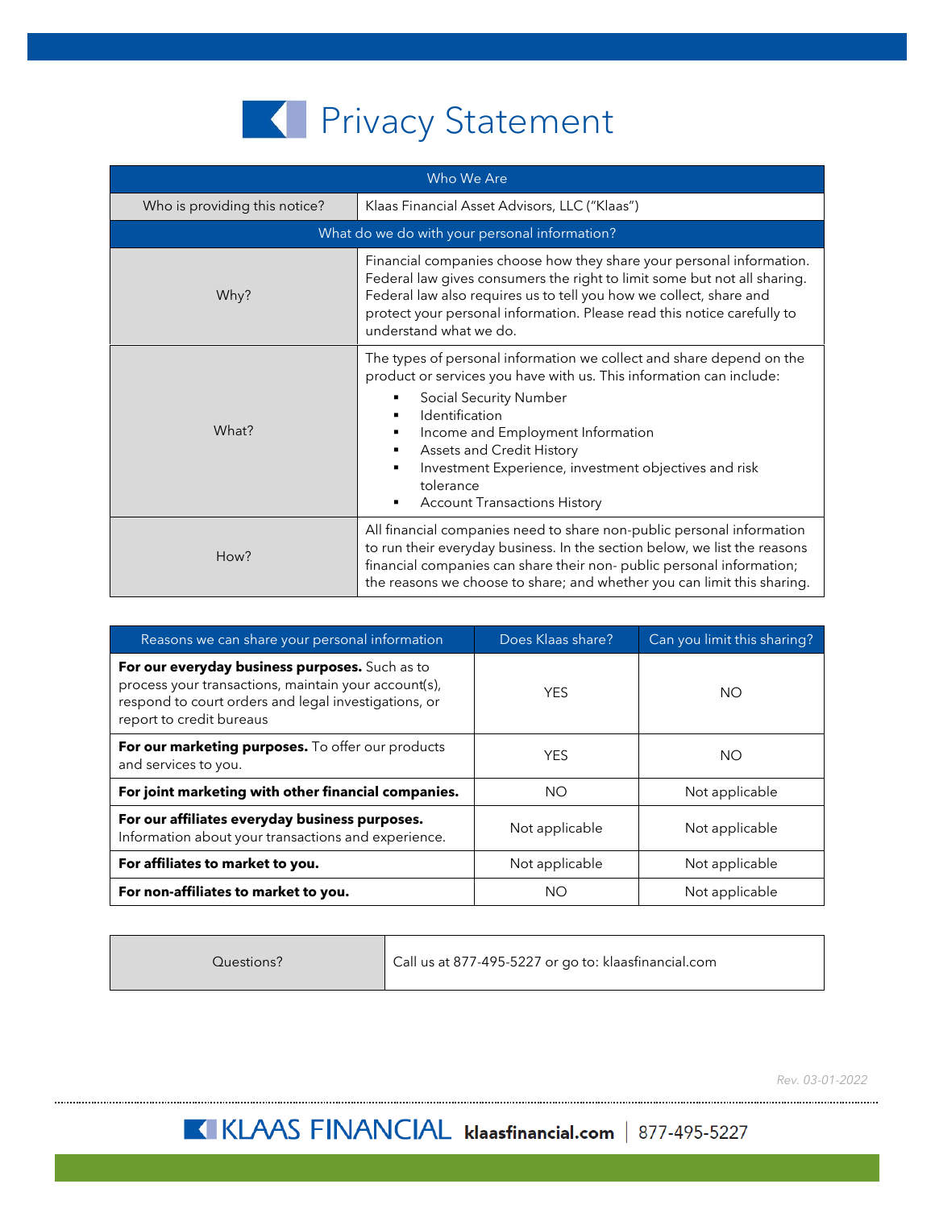# Privacy Statement

| Who We Are | |
|---|---|
| Who is providing this notice? | Klaas Financial Asset Advisors, LLC ("Klaas") |
| **What do we do with your personal information?** | |
| Why? | Financial companies choose how they share your personal information. Federal law gives consumers the right to limit some but not all sharing. Federal law also requires us to tell you how we collect, share and protect your personal information. Please read this notice carefully to understand what we do. |
| What? | The types of personal information we collect and share depend on the product or services you have with us. This information can include:<br>▪ Social Security Number<br>▪ Identification<br>▪ Income and Employment Information<br>▪ Assets and Credit History<br>▪ Investment Experience, investment objectives and risk tolerance<br>▪ Account Transactions History |
| How? | All financial companies need to share non-public personal information to run their everyday business. In the section below, we list the reasons financial companies can share their non- public personal information; the reasons we choose to share; and whether you can limit this sharing. |

| Reasons we can share your personal information | Does Klaas share? | Can you limit this sharing? |
|---|---|---|
| **For our everyday business purposes.** Such as to process your transactions, maintain your account(s), respond to court orders and legal investigations, or report to credit bureaus | YES | NO |
| **For our marketing purposes.** To offer our products and services to you. | YES | NO |
| **For joint marketing with other financial companies.** | NO | Not applicable |
| **For our affiliates everyday business purposes.** Information about your transactions and experience. | Not applicable | Not applicable |
| **For affiliates to market to you.** | Not applicable | Not applicable |
| **For non-affiliates to market to you.** | NO | Not applicable |

| Questions? | Call us at 877-495-5227 or go to: klaasfinancial.com |
|---|---|

*Rev. 03-01-2022*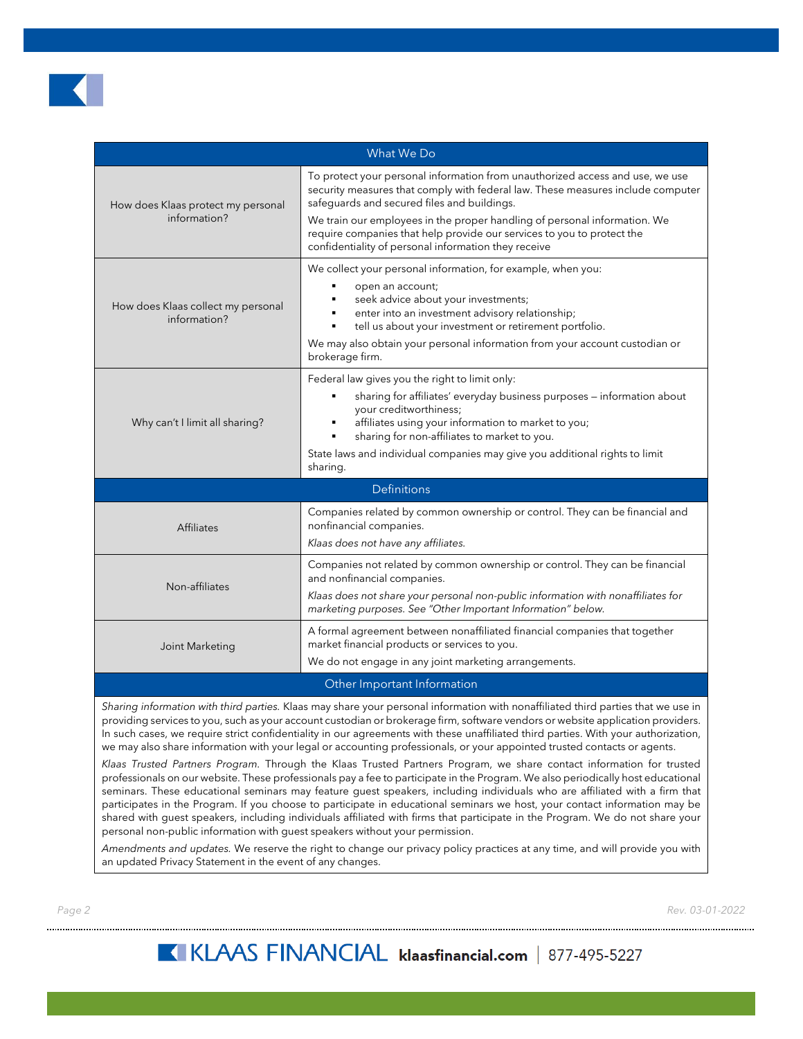| What We Do | |
|---|---|
| How does Klaas protect my personal information? | To protect your personal information from unauthorized access and use, we use security measures that comply with federal law. These measures include computer safeguards and secured files and buildings.<br><br>We train our employees in the proper handling of personal information. We require companies that help provide our services to you to protect the confidentiality of personal information they receive |
| How does Klaas collect my personal information? | We collect your personal information, for example, when you:<br>▪ open an account;<br>▪ seek advice about your investments;<br>▪ enter into an investment advisory relationship;<br>▪ tell us about your investment or retirement portfolio.<br><br>We may also obtain your personal information from your account custodian or brokerage firm. |
| Why can't I limit all sharing? | Federal law gives you the right to limit only:<br>▪ sharing for affiliates' everyday business purposes – information about your creditworthiness;<br>▪ affiliates using your information to market to you;<br>▪ sharing for non-affiliates to market to you.<br><br>State laws and individual companies may give you additional rights to limit sharing. |

| Definitions | |
|---|---|
| Affiliates | Companies related by common ownership or control. They can be financial and nonfinancial companies.<br><br>*Klaas does not have any affiliates.* |
| Non-affiliates | Companies not related by common ownership or control. They can be financial and nonfinancial companies.<br><br>*Klaas does not share your personal non-public information with nonaffiliates for marketing purposes. See "Other Important Information" below.* |
| Joint Marketing | A formal agreement between nonaffiliated financial companies that together market financial products or services to you.<br><br>We do not engage in any joint marketing arrangements. |

## Other Important Information

*Sharing information with third parties.* Klaas may share your personal information with nonaffiliated third parties that we use in providing services to you, such as your account custodian or brokerage firm, software vendors or website application providers. In such cases, we require strict confidentiality in our agreements with these unaffiliated third parties. With your authorization, we may also share information with your legal or accounting professionals, or your appointed trusted contacts or agents.

*Klaas Trusted Partners Program.* Through the Klaas Trusted Partners Program, we share contact information for trusted professionals on our website. These professionals pay a fee to participate in the Program. We also periodically host educational seminars. These educational seminars may feature guest speakers, including individuals who are affiliated with a firm that participates in the Program. If you choose to participate in educational seminars we host, your contact information may be shared with guest speakers, including individuals affiliated with firms that participate in the Program. We do not share your personal non-public information with guest speakers without your permission.

*Amendments and updates.* We reserve the right to change our privacy policy practices at any time, and will provide you with an updated Privacy Statement in the event of any changes.

Rev. 03-01-2022

KLAAS FINANCIAL klaasfinancial.com | 877-495-5227